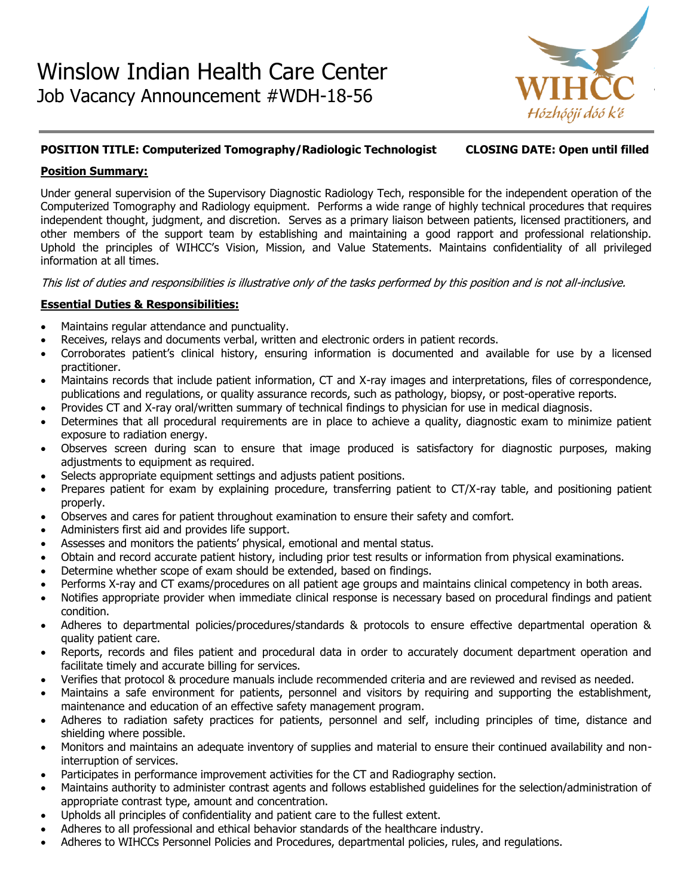# Winslow Indian Health Care Center

## Job Vacancy Announcement #WDH-18-56

**POSITION TITLE: Computerized Tomography/Radiologic Technologist** **CLOSING DATE: Open until filled**

**Position Summary:**

Under general supervision of the Supervisory Diagnostic Radiology Tech, responsible for the independent operation of the Computerized Tomography and Radiology equipment. Performs a wide range of highly technical procedures that requires independent thought, judgment, and discretion. Serves as a primary liaison between patients, licensed practitioners, and other members of the support team by establishing and maintaining a good rapport and professional relationship. Uphold the principles of WIHCC's Vision, Mission, and Value Statements. Maintains confidentiality of all privileged information at all times.

*This list of duties and responsibilities is illustrative only of the tasks performed by this position and is not all-inclusive.*

**Essential Duties & Responsibilities:**

- Maintains regular attendance and punctuality.
- Receives, relays and documents verbal, written and electronic orders in patient records.
- Corroborates patient's clinical history, ensuring information is documented and available for use by a licensed practitioner.
- Maintains records that include patient information, CT and X-ray images and interpretations, files of correspondence, publications and regulations, or quality assurance records, such as pathology, biopsy, or post-operative reports.
- Provides CT and X-ray oral/written summary of technical findings to physician for use in medical diagnosis.
- Determines that all procedural requirements are in place to achieve a quality, diagnostic exam to minimize patient exposure to radiation energy.
- Observes screen during scan to ensure that image produced is satisfactory for diagnostic purposes, making adjustments to equipment as required.
- Selects appropriate equipment settings and adjusts patient positions.
- Prepares patient for exam by explaining procedure, transferring patient to CT/X-ray table, and positioning patient properly.
- Observes and cares for patient throughout examination to ensure their safety and comfort.
- Administers first aid and provides life support.
- Assesses and monitors the patients' physical, emotional and mental status.
- Obtain and record accurate patient history, including prior test results or information from physical examinations.
- Determine whether scope of exam should be extended, based on findings.
- Performs X-ray and CT exams/procedures on all patient age groups and maintains clinical competency in both areas.
- Notifies appropriate provider when immediate clinical response is necessary based on procedural findings and patient condition.
- Adheres to departmental policies/procedures/standards & protocols to ensure effective departmental operation & quality patient care.
- Reports, records and files patient and procedural data in order to accurately document department operation and facilitate timely and accurate billing for services.
- Verifies that protocol & procedure manuals include recommended criteria and are reviewed and revised as needed.
- Maintains a safe environment for patients, personnel and visitors by requiring and supporting the establishment, maintenance and education of an effective safety management program.
- Adheres to radiation safety practices for patients, personnel and self, including principles of time, distance and shielding where possible.
- Monitors and maintains an adequate inventory of supplies and material to ensure their continued availability and non-interruption of services.
- Participates in performance improvement activities for the CT and Radiography section.
- Maintains authority to administer contrast agents and follows established guidelines for the selection/administration of appropriate contrast type, amount and concentration.
- Upholds all principles of confidentiality and patient care to the fullest extent.
- Adheres to all professional and ethical behavior standards of the healthcare industry.
- Adheres to WIHCCs Personnel Policies and Procedures, departmental policies, rules, and regulations.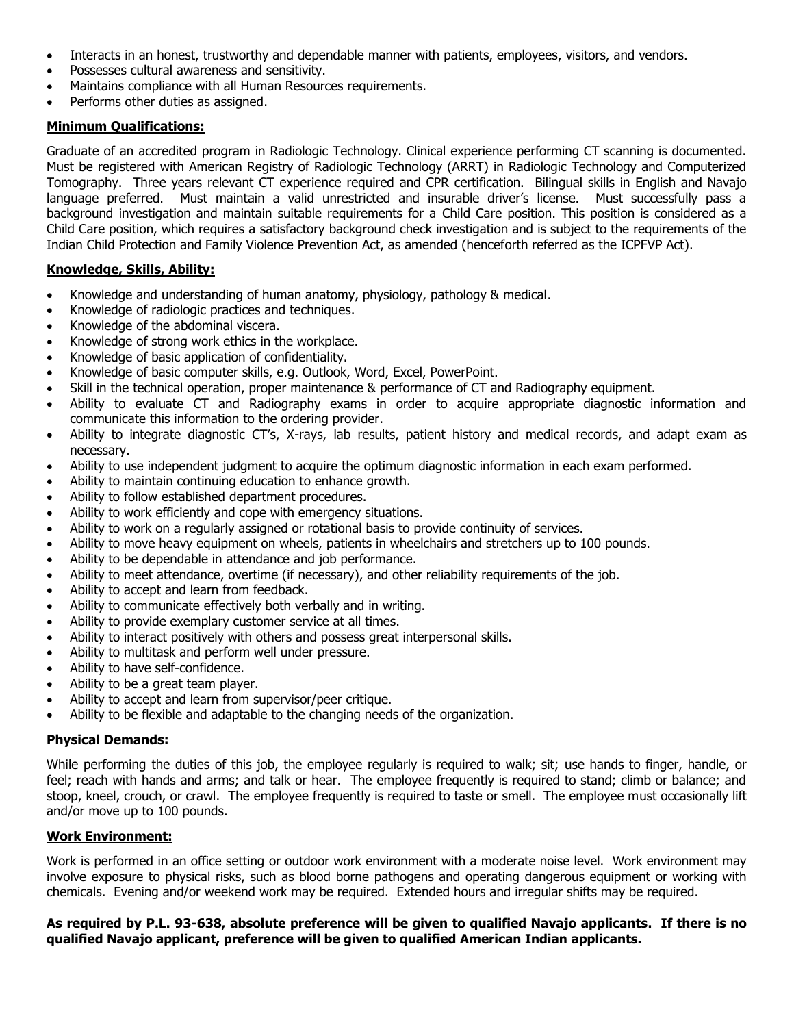- Interacts in an honest, trustworthy and dependable manner with patients, employees, visitors, and vendors.
- Possesses cultural awareness and sensitivity.
- Maintains compliance with all Human Resources requirements.
- Performs other duties as assigned.

**Minimum Qualifications:**

Graduate of an accredited program in Radiologic Technology. Clinical experience performing CT scanning is documented. Must be registered with American Registry of Radiologic Technology (ARRT) in Radiologic Technology and Computerized Tomography. Three years relevant CT experience required and CPR certification. Bilingual skills in English and Navajo language preferred. Must maintain a valid unrestricted and insurable driver's license. Must successfully pass a background investigation and maintain suitable requirements for a Child Care position. This position is considered as a Child Care position, which requires a satisfactory background check investigation and is subject to the requirements of the Indian Child Protection and Family Violence Prevention Act, as amended (henceforth referred as the ICPFVP Act).

**Knowledge, Skills, Ability:**

- Knowledge and understanding of human anatomy, physiology, pathology & medical.
- Knowledge of radiologic practices and techniques.
- Knowledge of the abdominal viscera.
- Knowledge of strong work ethics in the workplace.
- Knowledge of basic application of confidentiality.
- Knowledge of basic computer skills, e.g. Outlook, Word, Excel, PowerPoint.
- Skill in the technical operation, proper maintenance & performance of CT and Radiography equipment.
- Ability to evaluate CT and Radiography exams in order to acquire appropriate diagnostic information and communicate this information to the ordering provider.
- Ability to integrate diagnostic CT's, X-rays, lab results, patient history and medical records, and adapt exam as necessary.
- Ability to use independent judgment to acquire the optimum diagnostic information in each exam performed.
- Ability to maintain continuing education to enhance growth.
- Ability to follow established department procedures.
- Ability to work efficiently and cope with emergency situations.
- Ability to work on a regularly assigned or rotational basis to provide continuity of services.
- Ability to move heavy equipment on wheels, patients in wheelchairs and stretchers up to 100 pounds.
- Ability to be dependable in attendance and job performance.
- Ability to meet attendance, overtime (if necessary), and other reliability requirements of the job.
- Ability to accept and learn from feedback.
- Ability to communicate effectively both verbally and in writing.
- Ability to provide exemplary customer service at all times.
- Ability to interact positively with others and possess great interpersonal skills.
- Ability to multitask and perform well under pressure.
- Ability to have self-confidence.
- Ability to be a great team player.
- Ability to accept and learn from supervisor/peer critique.
- Ability to be flexible and adaptable to the changing needs of the organization.

**Physical Demands:**

While performing the duties of this job, the employee regularly is required to walk; sit; use hands to finger, handle, or feel; reach with hands and arms; and talk or hear. The employee frequently is required to stand; climb or balance; and stoop, kneel, crouch, or crawl. The employee frequently is required to taste or smell. The employee must occasionally lift and/or move up to 100 pounds.

**Work Environment:**

Work is performed in an office setting or outdoor work environment with a moderate noise level. Work environment may involve exposure to physical risks, such as blood borne pathogens and operating dangerous equipment or working with chemicals. Evening and/or weekend work may be required. Extended hours and irregular shifts may be required.

**As required by P.L. 93-638, absolute preference will be given to qualified Navajo applicants. If there is no qualified Navajo applicant, preference will be given to qualified American Indian applicants.**